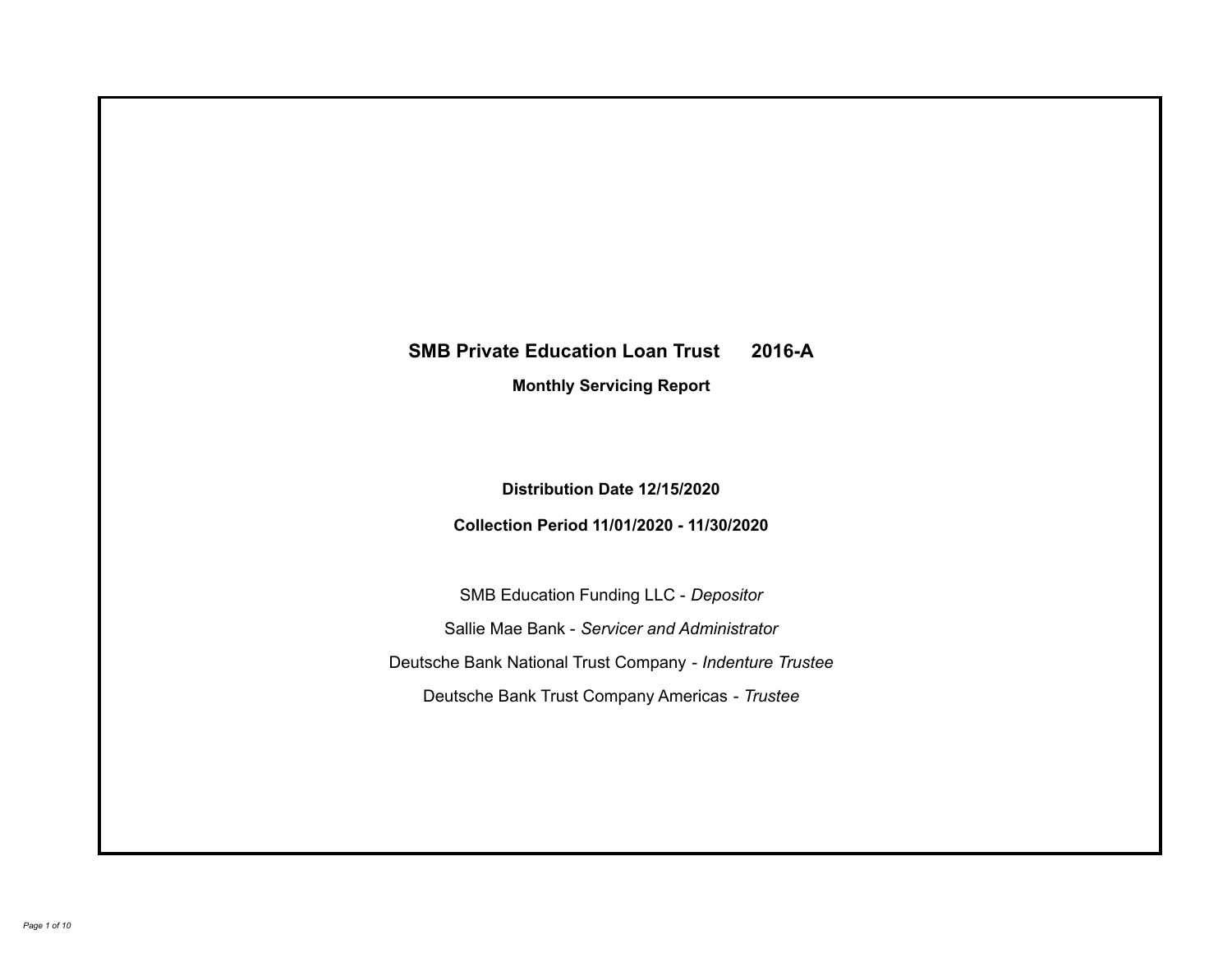# SMB Private Education Loan Trust 2016-A

## Monthly Servicing Report

**Distribution Date 12/15/2020**

**Collection Period 11/01/2020 - 11/30/2020**

SMB Education Funding LLC - *Depositor*

Sallie Mae Bank - *Servicer and Administrator*

Deutsche Bank National Trust Company - *Indenture Trustee*

Deutsche Bank Trust Company Americas - *Trustee*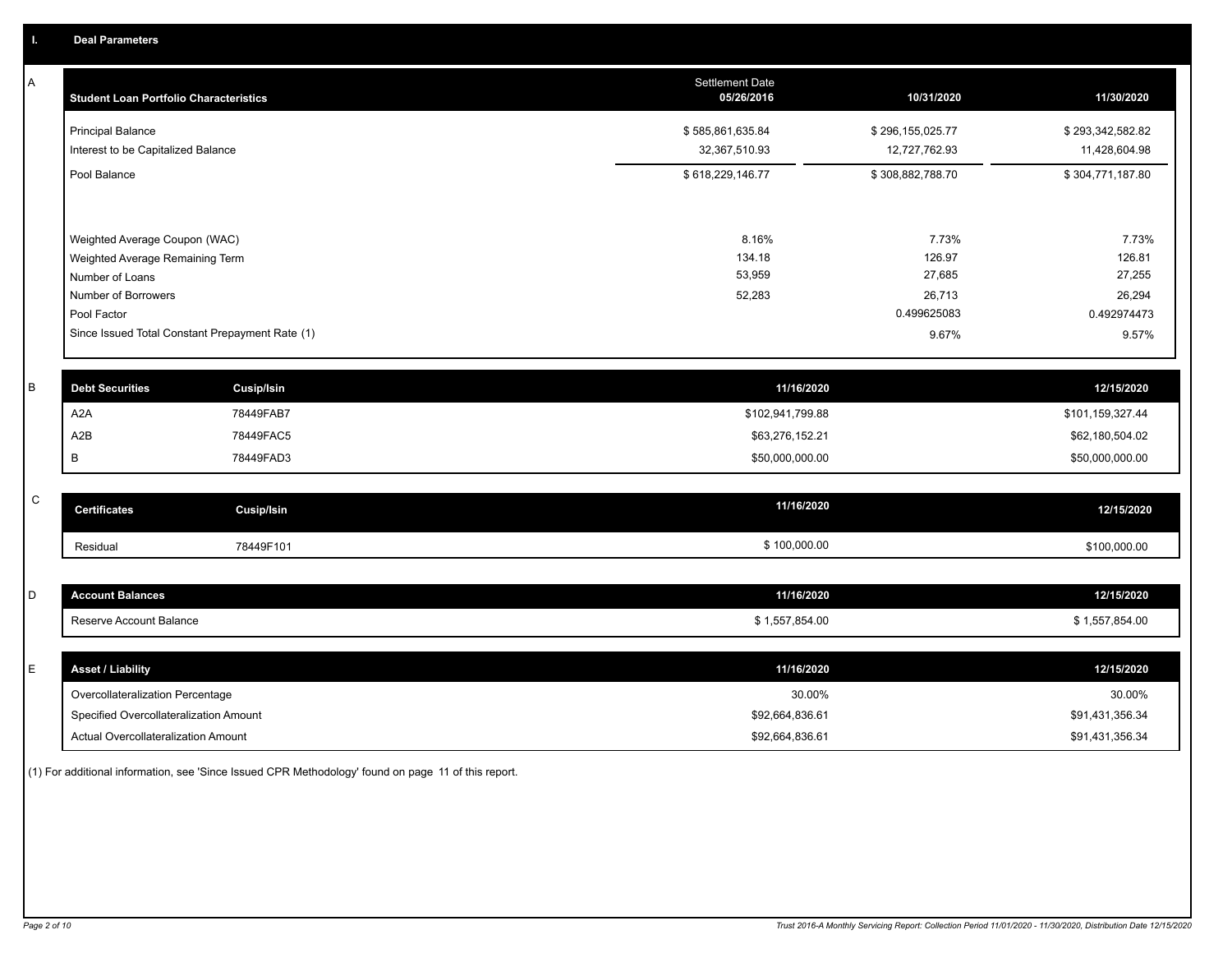## I. Deal Parameters

### A

| Student Loan Portfolio Characteristics | Settlement Date 05/26/2016 | 10/31/2020 | 11/30/2020 |
|---|---|---|---|
| Principal Balance | $ 585,861,635.84 | $ 296,155,025.77 | $ 293,342,582.82 |
| Interest to be Capitalized Balance | 32,367,510.93 | 12,727,762.93 | 11,428,604.98 |
| Pool Balance | $ 618,229,146.77 | $ 308,882,788.70 | $ 304,771,187.80 |
| Weighted Average Coupon (WAC) | 8.16% | 7.73% | 7.73% |
| Weighted Average Remaining Term | 134.18 | 126.97 | 126.81 |
| Number of Loans | 53,959 | 27,685 | 27,255 |
| Number of Borrowers | 52,283 | 26,713 | 26,294 |
| Pool Factor | | 0.499625083 | 0.492974473 |
| Since Issued Total Constant Prepayment Rate (1) | | 9.67% | 9.57% |

### B

| Debt Securities | Cusip/Isin | 11/16/2020 | 12/15/2020 |
|---|---|---|---|
| A2A | 78449FAB7 | $102,941,799.88 | $101,159,327.44 |
| A2B | 78449FAC5 | $63,276,152.21 | $62,180,504.02 |
| B | 78449FAD3 | $50,000,000.00 | $50,000,000.00 |

### C

| Certificates | Cusip/Isin | 11/16/2020 | 12/15/2020 |
|---|---|---|---|
| Residual | 78449F101 | $ 100,000.00 | $100,000.00 |

### D

| Account Balances | 11/16/2020 | 12/15/2020 |
|---|---|---|
| Reserve Account Balance | $ 1,557,854.00 | $ 1,557,854.00 |

### E

| Asset / Liability | 11/16/2020 | 12/15/2020 |
|---|---|---|
| Overcollateralization Percentage | 30.00% | 30.00% |
| Specified Overcollateralization Amount | $92,664,836.61 | $91,431,356.34 |
| Actual Overcollateralization Amount | $92,664,836.61 | $91,431,356.34 |

(1) For additional information, see 'Since Issued CPR Methodology' found on page 11 of this report.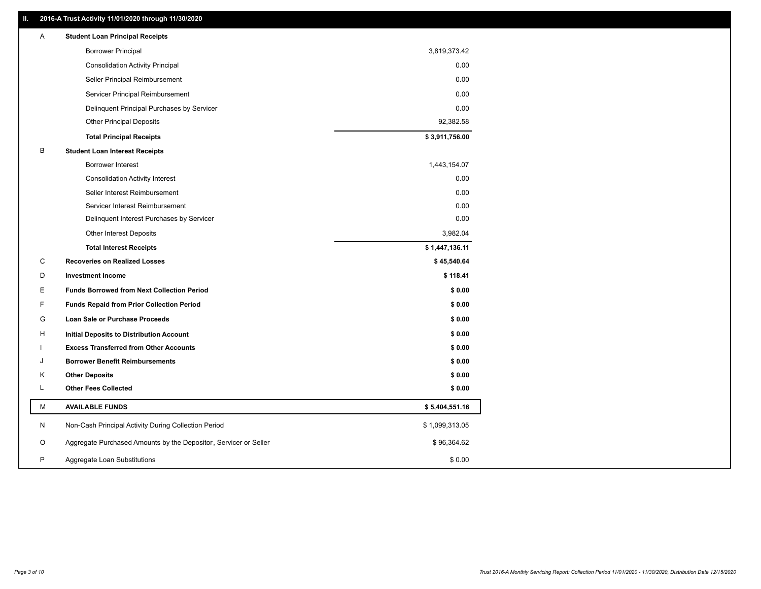## II. 2016-A Trust Activity 11/01/2020 through 11/30/2020

| | | |
|---|---|---|
| A | **Student Loan Principal Receipts** | |
| | Borrower Principal | 3,819,373.42 |
| | Consolidation Activity Principal | 0.00 |
| | Seller Principal Reimbursement | 0.00 |
| | Servicer Principal Reimbursement | 0.00 |
| | Delinquent Principal Purchases by Servicer | 0.00 |
| | Other Principal Deposits | 92,382.58 |
| | **Total Principal Receipts** | **$ 3,911,756.00** |
| B | **Student Loan Interest Receipts** | |
| | Borrower Interest | 1,443,154.07 |
| | Consolidation Activity Interest | 0.00 |
| | Seller Interest Reimbursement | 0.00 |
| | Servicer Interest Reimbursement | 0.00 |
| | Delinquent Interest Purchases by Servicer | 0.00 |
| | Other Interest Deposits | 3,982.04 |
| | **Total Interest Receipts** | **$ 1,447,136.11** |
| C | **Recoveries on Realized Losses** | **$ 45,540.64** |
| D | **Investment Income** | **$ 118.41** |
| E | **Funds Borrowed from Next Collection Period** | **$ 0.00** |
| F | **Funds Repaid from Prior Collection Period** | **$ 0.00** |
| G | **Loan Sale or Purchase Proceeds** | **$ 0.00** |
| H | **Initial Deposits to Distribution Account** | **$ 0.00** |
| I | **Excess Transferred from Other Accounts** | **$ 0.00** |
| J | **Borrower Benefit Reimbursements** | **$ 0.00** |
| K | **Other Deposits** | **$ 0.00** |
| L | **Other Fees Collected** | **$ 0.00** |
| M | **AVAILABLE FUNDS** | **$ 5,404,551.16** |
| N | Non-Cash Principal Activity During Collection Period | $ 1,099,313.05 |
| O | Aggregate Purchased Amounts by the Depositor, Servicer or Seller | $ 96,364.62 |
| P | Aggregate Loan Substitutions | $ 0.00 |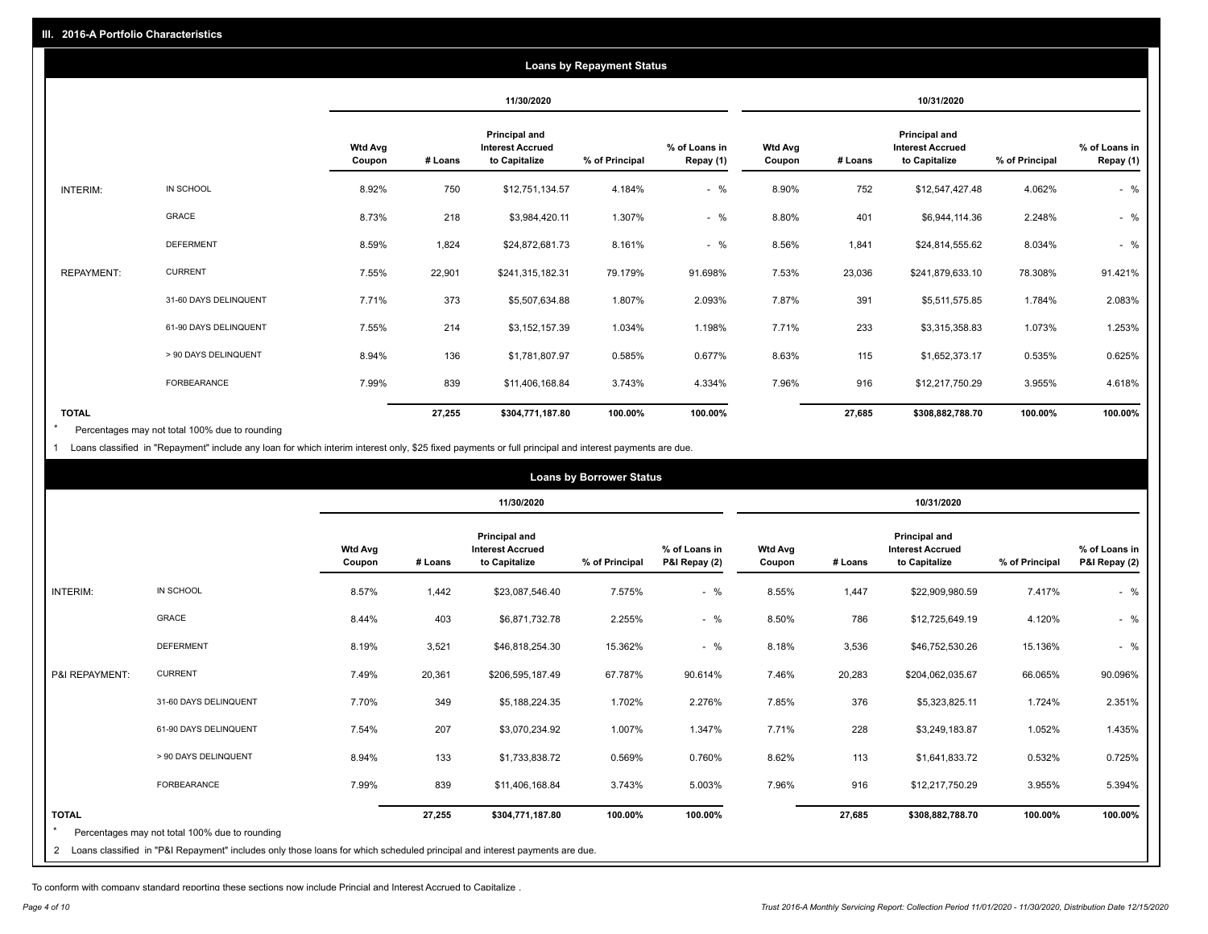## III. 2016-A Portfolio Characteristics

### Loans by Repayment Status

| | | 11/30/2020 | | | | | 10/31/2020 | | | | |
|---|---|---|---|---|---|---|---|---|---|---|---|
| | | Wtd Avg Coupon | # Loans | Principal and Interest Accrued to Capitalize | % of Principal | % of Loans in Repay (1) | Wtd Avg Coupon | # Loans | Principal and Interest Accrued to Capitalize | % of Principal | % of Loans in Repay (1) |
| INTERIM: | IN SCHOOL | 8.92% | 750 | $12,751,134.57 | 4.184% | - % | 8.90% | 752 | $12,547,427.48 | 4.062% | - % |
| | GRACE | 8.73% | 218 | $3,984,420.11 | 1.307% | - % | 8.80% | 401 | $6,944,114.36 | 2.248% | - % |
| | DEFERMENT | 8.59% | 1,824 | $24,872,681.73 | 8.161% | - % | 8.56% | 1,841 | $24,814,555.62 | 8.034% | - % |
| REPAYMENT: | CURRENT | 7.55% | 22,901 | $241,315,182.31 | 79.179% | 91.698% | 7.53% | 23,036 | $241,879,633.10 | 78.308% | 91.421% |
| | 31-60 DAYS DELINQUENT | 7.71% | 373 | $5,507,634.88 | 1.807% | 2.093% | 7.87% | 391 | $5,511,575.85 | 1.784% | 2.083% |
| | 61-90 DAYS DELINQUENT | 7.55% | 214 | $3,152,157.39 | 1.034% | 1.198% | 7.71% | 233 | $3,315,358.83 | 1.073% | 1.253% |
| | > 90 DAYS DELINQUENT | 8.94% | 136 | $1,781,807.97 | 0.585% | 0.677% | 8.63% | 115 | $1,652,373.17 | 0.535% | 0.625% |
| | FORBEARANCE | 7.99% | 839 | $11,406,168.84 | 3.743% | 4.334% | 7.96% | 916 | $12,217,750.29 | 3.955% | 4.618% |
| TOTAL | | | 27,255 | $304,771,187.80 | 100.00% | 100.00% | | 27,685 | $308,882,788.70 | 100.00% | 100.00% |

\* Percentages may not total 100% due to rounding

1 Loans classified in "Repayment" include any loan for which interim interest only, $25 fixed payments or full principal and interest payments are due.

### Loans by Borrower Status

| | | 11/30/2020 | | | | | 10/31/2020 | | | | |
|---|---|---|---|---|---|---|---|---|---|---|---|
| | | Wtd Avg Coupon | # Loans | Principal and Interest Accrued to Capitalize | % of Principal | % of Loans in P&I Repay (2) | Wtd Avg Coupon | # Loans | Principal and Interest Accrued to Capitalize | % of Principal | % of Loans in P&I Repay (2) |
| INTERIM: | IN SCHOOL | 8.57% | 1,442 | $23,087,546.40 | 7.575% | - % | 8.55% | 1,447 | $22,909,980.59 | 7.417% | - % |
| | GRACE | 8.44% | 403 | $6,871,732.78 | 2.255% | - % | 8.50% | 786 | $12,725,649.19 | 4.120% | - % |
| | DEFERMENT | 8.19% | 3,521 | $46,818,254.30 | 15.362% | - % | 8.18% | 3,536 | $46,752,530.26 | 15.136% | - % |
| P&I REPAYMENT: | CURRENT | 7.49% | 20,361 | $206,595,187.49 | 67.787% | 90.614% | 7.46% | 20,283 | $204,062,035.67 | 66.065% | 90.096% |
| | 31-60 DAYS DELINQUENT | 7.70% | 349 | $5,188,224.35 | 1.702% | 2.276% | 7.85% | 376 | $5,323,825.11 | 1.724% | 2.351% |
| | 61-90 DAYS DELINQUENT | 7.54% | 207 | $3,070,234.92 | 1.007% | 1.347% | 7.71% | 228 | $3,249,183.87 | 1.052% | 1.435% |
| | > 90 DAYS DELINQUENT | 8.94% | 133 | $1,733,838.72 | 0.569% | 0.760% | 8.62% | 113 | $1,641,833.72 | 0.532% | 0.725% |
| | FORBEARANCE | 7.99% | 839 | $11,406,168.84 | 3.743% | 5.003% | 7.96% | 916 | $12,217,750.29 | 3.955% | 5.394% |
| TOTAL | | | 27,255 | $304,771,187.80 | 100.00% | 100.00% | | 27,685 | $308,882,788.70 | 100.00% | 100.00% |

\* Percentages may not total 100% due to rounding

2 Loans classified in "P&I Repayment" includes only those loans for which scheduled principal and interest payments are due.

To conform with company standard reporting these sections now include Princial and Interest Accrued to Capitalize .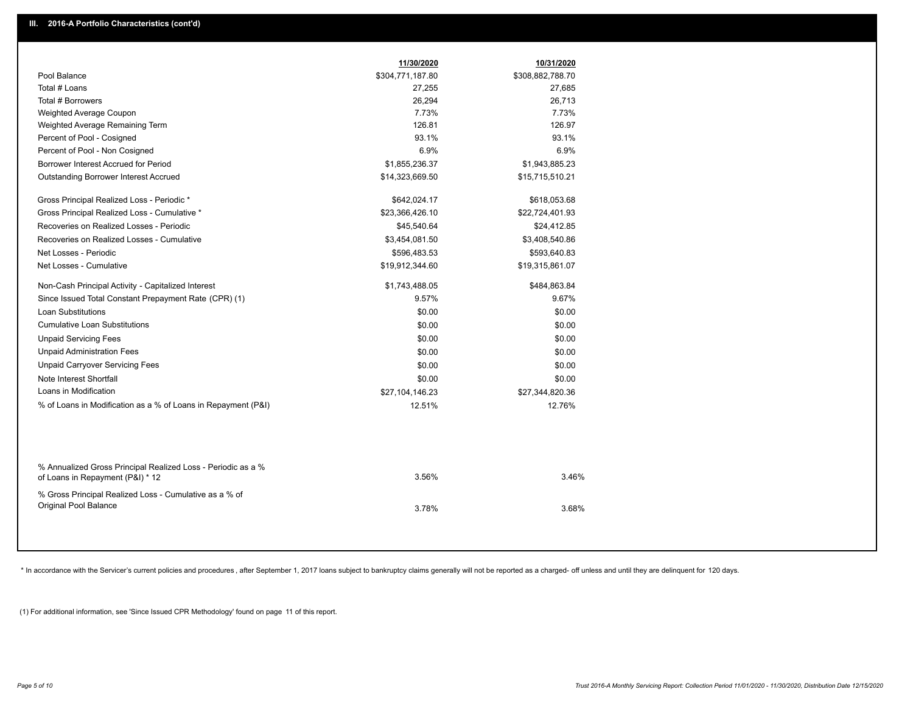## III. 2016-A Portfolio Characteristics (cont'd)

| | 11/30/2020 | 10/31/2020 |
|---|---|---|
| Pool Balance | $304,771,187.80 | $308,882,788.70 |
| Total # Loans | 27,255 | 27,685 |
| Total # Borrowers | 26,294 | 26,713 |
| Weighted Average Coupon | 7.73% | 7.73% |
| Weighted Average Remaining Term | 126.81 | 126.97 |
| Percent of Pool - Cosigned | 93.1% | 93.1% |
| Percent of Pool - Non Cosigned | 6.9% | 6.9% |
| Borrower Interest Accrued for Period | $1,855,236.37 | $1,943,885.23 |
| Outstanding Borrower Interest Accrued | $14,323,669.50 | $15,715,510.21 |
| Gross Principal Realized Loss - Periodic * | $642,024.17 | $618,053.68 |
| Gross Principal Realized Loss - Cumulative * | $23,366,426.10 | $22,724,401.93 |
| Recoveries on Realized Losses - Periodic | $45,540.64 | $24,412.85 |
| Recoveries on Realized Losses - Cumulative | $3,454,081.50 | $3,408,540.86 |
| Net Losses - Periodic | $596,483.53 | $593,640.83 |
| Net Losses - Cumulative | $19,912,344.60 | $19,315,861.07 |
| Non-Cash Principal Activity - Capitalized Interest | $1,743,488.05 | $484,863.84 |
| Since Issued Total Constant Prepayment Rate (CPR) (1) | 9.57% | 9.67% |
| Loan Substitutions | $0.00 | $0.00 |
| Cumulative Loan Substitutions | $0.00 | $0.00 |
| Unpaid Servicing Fees | $0.00 | $0.00 |
| Unpaid Administration Fees | $0.00 | $0.00 |
| Unpaid Carryover Servicing Fees | $0.00 | $0.00 |
| Note Interest Shortfall | $0.00 | $0.00 |
| Loans in Modification | $27,104,146.23 | $27,344,820.36 |
| % of Loans in Modification as a % of Loans in Repayment (P&I) | 12.51% | 12.76% |
| % Annualized Gross Principal Realized Loss - Periodic as a % of Loans in Repayment (P&I) * 12 | 3.56% | 3.46% |
| % Gross Principal Realized Loss - Cumulative as a % of Original Pool Balance | 3.78% | 3.68% |

* In accordance with the Servicer's current policies and procedures , after September 1, 2017 loans subject to bankruptcy claims generally will not be reported as a charged- off unless and until they are delinquent for 120 days.

(1) For additional information, see 'Since Issued CPR Methodology' found on page 11 of this report.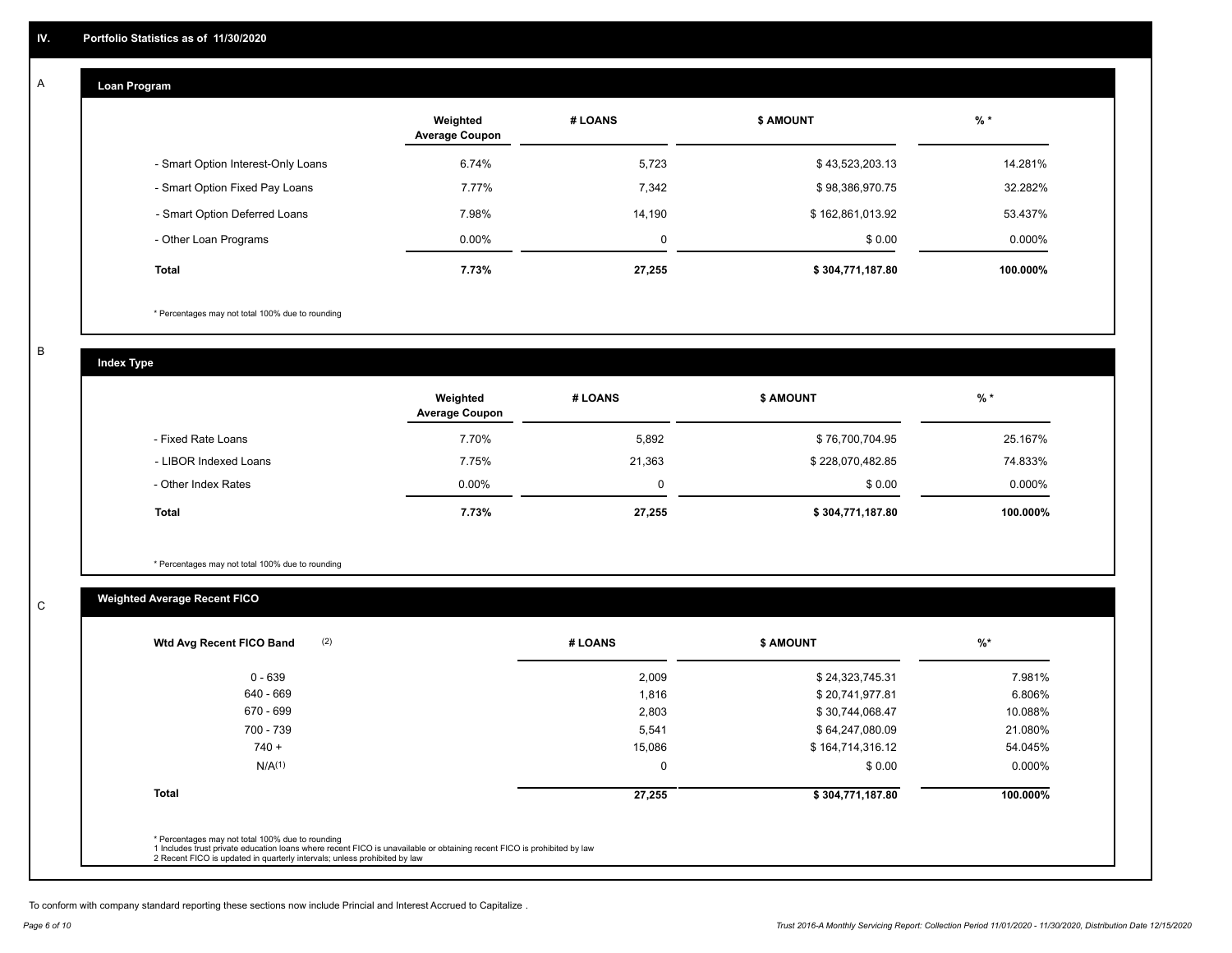## IV. Portfolio Statistics as of 11/30/2020

### A Loan Program

| | Weighted Average Coupon | # LOANS | $ AMOUNT | % * |
|---|---|---|---|---|
| - Smart Option Interest-Only Loans | 6.74% | 5,723 | $ 43,523,203.13 | 14.281% |
| - Smart Option Fixed Pay Loans | 7.77% | 7,342 | $ 98,386,970.75 | 32.282% |
| - Smart Option Deferred Loans | 7.98% | 14,190 | $ 162,861,013.92 | 53.437% |
| - Other Loan Programs | 0.00% | 0 | $ 0.00 | 0.000% |
| **Total** | **7.73%** | **27,255** | **$ 304,771,187.80** | **100.000%** |

\* Percentages may not total 100% due to rounding

### B Index Type

| | Weighted Average Coupon | # LOANS | $ AMOUNT | % * |
|---|---|---|---|---|
| - Fixed Rate Loans | 7.70% | 5,892 | $ 76,700,704.95 | 25.167% |
| - LIBOR Indexed Loans | 7.75% | 21,363 | $ 228,070,482.85 | 74.833% |
| - Other Index Rates | 0.00% | 0 | $ 0.00 | 0.000% |
| **Total** | **7.73%** | **27,255** | **$ 304,771,187.80** | **100.000%** |

\* Percentages may not total 100% due to rounding

### C Weighted Average Recent FICO

| Wtd Avg Recent FICO Band (2) | # LOANS | $ AMOUNT | %* |
|---|---|---|---|
| 0 - 639 | 2,009 | $ 24,323,745.31 | 7.981% |
| 640 - 669 | 1,816 | $ 20,741,977.81 | 6.806% |
| 670 - 699 | 2,803 | $ 30,744,068.47 | 10.088% |
| 700 - 739 | 5,541 | $ 64,247,080.09 | 21.080% |
| 740 + | 15,086 | $ 164,714,316.12 | 54.045% |
| N/A(1) | 0 | $ 0.00 | 0.000% |
| **Total** | **27,255** | **$ 304,771,187.80** | **100.000%** |

\* Percentages may not total 100% due to rounding
1 Includes trust private education loans where recent FICO is unavailable or obtaining recent FICO is prohibited by law
2 Recent FICO is updated in quarterly intervals; unless prohibited by law

To conform with company standard reporting these sections now include Princial and Interest Accrued to Capitalize .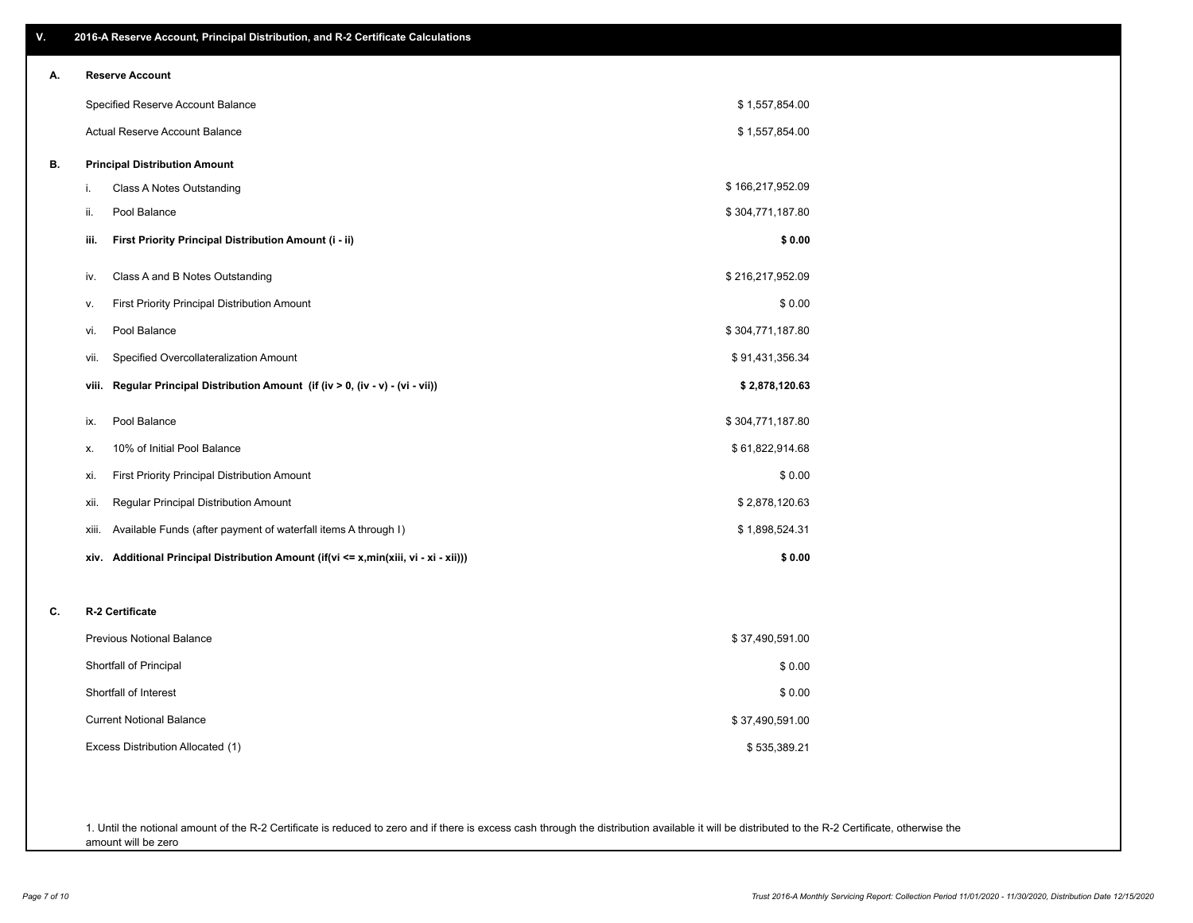## V. 2016-A Reserve Account, Principal Distribution, and R-2 Certificate Calculations

### A. Reserve Account

| | |
|---|---|
| Specified Reserve Account Balance | $ 1,557,854.00 |
| Actual Reserve Account Balance | $ 1,557,854.00 |

### B. Principal Distribution Amount

| | | |
|---|---|---|
| i. | Class A Notes Outstanding | $ 166,217,952.09 |
| ii. | Pool Balance | $ 304,771,187.80 |
| **iii.** | **First Priority Principal Distribution Amount (i - ii)** | **$ 0.00** |
| iv. | Class A and B Notes Outstanding | $ 216,217,952.09 |
| v. | First Priority Principal Distribution Amount | $ 0.00 |
| vi. | Pool Balance | $ 304,771,187.80 |
| vii. | Specified Overcollateralization Amount | $ 91,431,356.34 |
| **viii.** | **Regular Principal Distribution Amount (if (iv > 0, (iv - v) - (vi - vii))** | **$ 2,878,120.63** |
| ix. | Pool Balance | $ 304,771,187.80 |
| x. | 10% of Initial Pool Balance | $ 61,822,914.68 |
| xi. | First Priority Principal Distribution Amount | $ 0.00 |
| xii. | Regular Principal Distribution Amount | $ 2,878,120.63 |
| xiii. | Available Funds (after payment of waterfall items A through I) | $ 1,898,524.31 |
| **xiv.** | **Additional Principal Distribution Amount (if(vi <= x,min(xiii, vi - xi - xii)))** | **$ 0.00** |

### C. R-2 Certificate

| | |
|---|---|
| Previous Notional Balance | $ 37,490,591.00 |
| Shortfall of Principal | $ 0.00 |
| Shortfall of Interest | $ 0.00 |
| Current Notional Balance | $ 37,490,591.00 |
| Excess Distribution Allocated (1) | $ 535,389.21 |

1. Until the notional amount of the R-2 Certificate is reduced to zero and if there is excess cash through the distribution available it will be distributed to the R-2 Certificate, otherwise the amount will be zero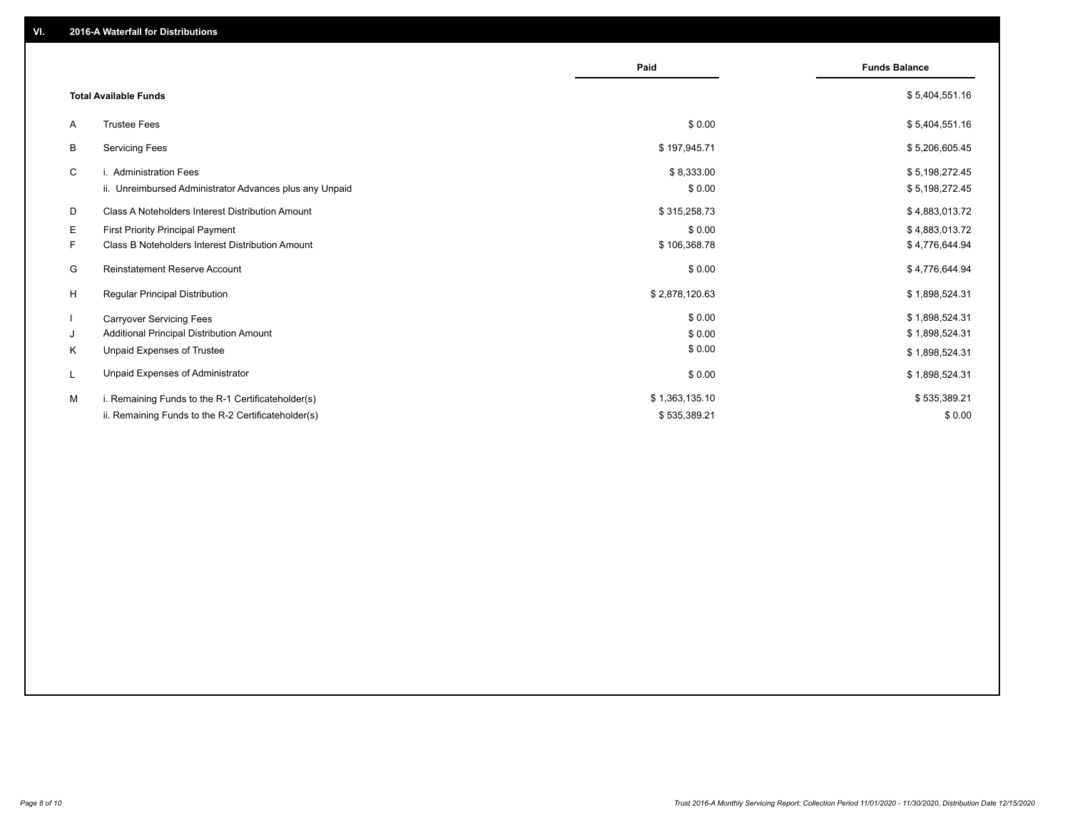## VI. 2016-A Waterfall for Distributions

| | | Paid | Funds Balance |
|---|---|---|---|
| | **Total Available Funds** | | $ 5,404,551.16 |
| A | Trustee Fees | $ 0.00 | $ 5,404,551.16 |
| B | Servicing Fees | $ 197,945.71 | $ 5,206,605.45 |
| C | i. Administration Fees | $ 8,333.00 | $ 5,198,272.45 |
| | ii. Unreimbursed Administrator Advances plus any Unpaid | $ 0.00 | $ 5,198,272.45 |
| D | Class A Noteholders Interest Distribution Amount | $ 315,258.73 | $ 4,883,013.72 |
| E | First Priority Principal Payment | $ 0.00 | $ 4,883,013.72 |
| F | Class B Noteholders Interest Distribution Amount | $ 106,368.78 | $ 4,776,644.94 |
| G | Reinstatement Reserve Account | $ 0.00 | $ 4,776,644.94 |
| H | Regular Principal Distribution | $ 2,878,120.63 | $ 1,898,524.31 |
| I | Carryover Servicing Fees | $ 0.00 | $ 1,898,524.31 |
| J | Additional Principal Distribution Amount | $ 0.00 | $ 1,898,524.31 |
| K | Unpaid Expenses of Trustee | $ 0.00 | $ 1,898,524.31 |
| L | Unpaid Expenses of Administrator | $ 0.00 | $ 1,898,524.31 |
| M | i. Remaining Funds to the R-1 Certificateholder(s) | $ 1,363,135.10 | $ 535,389.21 |
| | ii. Remaining Funds to the R-2 Certificateholder(s) | $ 535,389.21 | $ 0.00 |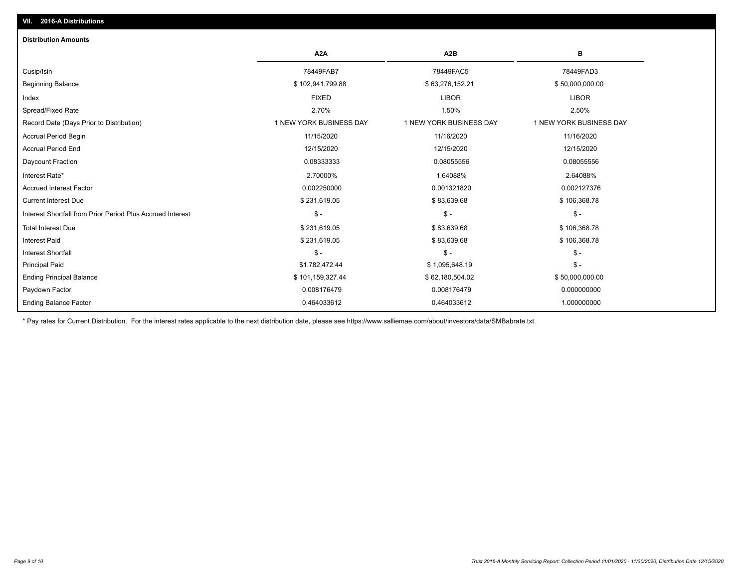## VII. 2016-A Distributions

### Distribution Amounts

| | A2A | A2B | B |
|---|---|---|---|
| Cusip/Isin | 78449FAB7 | 78449FAC5 | 78449FAD3 |
| Beginning Balance | $ 102,941,799.88 | $ 63,276,152.21 | $ 50,000,000.00 |
| Index | FIXED | LIBOR | LIBOR |
| Spread/Fixed Rate | 2.70% | 1.50% | 2.50% |
| Record Date (Days Prior to Distribution) | 1 NEW YORK BUSINESS DAY | 1 NEW YORK BUSINESS DAY | 1 NEW YORK BUSINESS DAY |
| Accrual Period Begin | 11/15/2020 | 11/16/2020 | 11/16/2020 |
| Accrual Period End | 12/15/2020 | 12/15/2020 | 12/15/2020 |
| Daycount Fraction | 0.08333333 | 0.08055556 | 0.08055556 |
| Interest Rate* | 2.70000% | 1.64088% | 2.64088% |
| Accrued Interest Factor | 0.002250000 | 0.001321820 | 0.002127376 |
| Current Interest Due | $ 231,619.05 | $ 83,639.68 | $ 106,368.78 |
| Interest Shortfall from Prior Period Plus Accrued Interest | $ - | $ - | $ - |
| Total Interest Due | $ 231,619.05 | $ 83,639.68 | $ 106,368.78 |
| Interest Paid | $ 231,619.05 | $ 83,639.68 | $ 106,368.78 |
| Interest Shortfall | $ - | $ - | $ - |
| Principal Paid | $1,782,472.44 | $ 1,095,648.19 | $ - |
| Ending Principal Balance | $ 101,159,327.44 | $ 62,180,504.02 | $ 50,000,000.00 |
| Paydown Factor | 0.008176479 | 0.008176479 | 0.000000000 |
| Ending Balance Factor | 0.464033612 | 0.464033612 | 1.000000000 |

* Pay rates for Current Distribution. For the interest rates applicable to the next distribution date, please see https://www.salliemae.com/about/investors/data/SMBabrate.txt.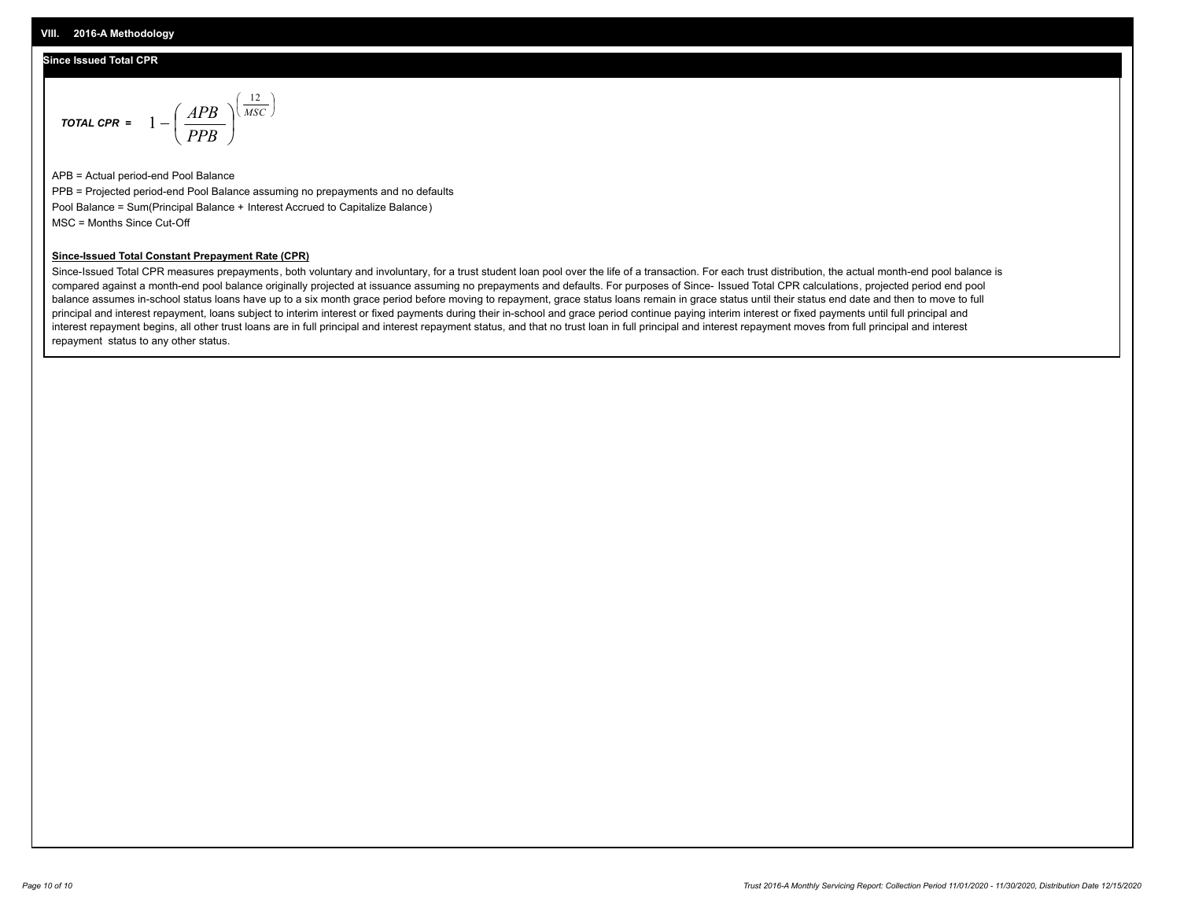## VIII. 2016-A Methodology

### Since Issued Total CPR

$$\textit{TOTAL CPR} = 1 - \left( \frac{APB}{PPB} \right)^{\left( \frac{12}{MSC} \right)}$$

APB = Actual period-end Pool Balance

PPB = Projected period-end Pool Balance assuming no prepayments and no defaults

Pool Balance = Sum(Principal Balance + Interest Accrued to Capitalize Balance)

MSC = Months Since Cut-Off

**Since-Issued Total Constant Prepayment Rate (CPR)**

Since-Issued Total CPR measures prepayments, both voluntary and involuntary, for a trust student loan pool over the life of a transaction. For each trust distribution, the actual month-end pool balance is compared against a month-end pool balance originally projected at issuance assuming no prepayments and defaults. For purposes of Since- Issued Total CPR calculations, projected period end pool balance assumes in-school status loans have up to a six month grace period before moving to repayment, grace status loans remain in grace status until their status end date and then to move to full principal and interest repayment, loans subject to interim interest or fixed payments during their in-school and grace period continue paying interim interest or fixed payments until full principal and interest repayment begins, all other trust loans are in full principal and interest repayment status, and that no trust loan in full principal and interest repayment moves from full principal and interest repayment status to any other status.